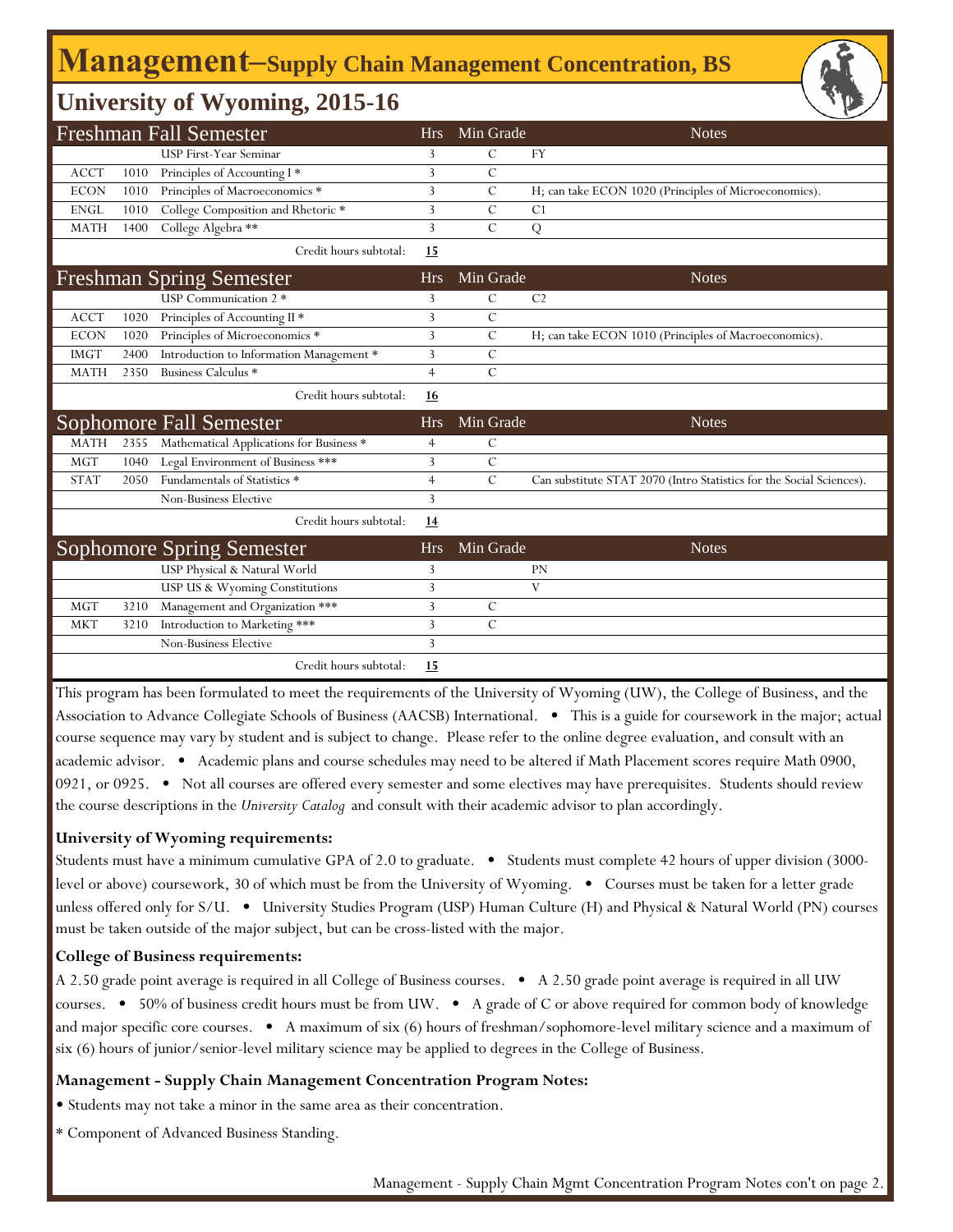# Management–Supply Chain Management Concentration, BS

## University of Wyoming, 2015-16

| Freshman Fall Semester | | | Hrs | Min Grade | Notes |
|---|---|---|---|---|---|
| | | USP First-Year Seminar | 3 | C | FY |
| ACCT | 1010 | Principles of Accounting I * | 3 | C | |
| ECON | 1010 | Principles of Macroeconomics * | 3 | C | H; can take ECON 1020 (Principles of Microeconomics). |
| ENGL | 1010 | College Composition and Rhetoric * | 3 | C | C1 |
| MATH | 1400 | College Algebra ** | 3 | C | Q |
| | | Credit hours subtotal: | **15** | | |

| Freshman Spring Semester | | | Hrs | Min Grade | Notes |
|---|---|---|---|---|---|
| | | USP Communication 2 * | 3 | C | C2 |
| ACCT | 1020 | Principles of Accounting II * | 3 | C | |
| ECON | 1020 | Principles of Microeconomics * | 3 | C | H; can take ECON 1010 (Principles of Macroeconomics). |
| IMGT | 2400 | Introduction to Information Management * | 3 | C | |
| MATH | 2350 | Business Calculus * | 4 | C | |
| | | Credit hours subtotal: | **16** | | |

| Sophomore Fall Semester | | | Hrs | Min Grade | Notes |
|---|---|---|---|---|---|
| MATH | 2355 | Mathematical Applications for Business * | 4 | C | |
| MGT | 1040 | Legal Environment of Business *** | 3 | C | |
| STAT | 2050 | Fundamentals of Statistics * | 4 | C | Can substitute STAT 2070 (Intro Statistics for the Social Sciences). |
| | | Non-Business Elective | 3 | | |
| | | Credit hours subtotal: | **14** | | |

| Sophomore Spring Semester | | | Hrs | Min Grade | Notes |
|---|---|---|---|---|---|
| | | USP Physical & Natural World | 3 | | PN |
| | | USP US & Wyoming Constitutions | 3 | | V |
| MGT | 3210 | Management and Organization *** | 3 | C | |
| MKT | 3210 | Introduction to Marketing *** | 3 | C | |
| | | Non-Business Elective | 3 | | |
| | | Credit hours subtotal: | **15** | | |

This program has been formulated to meet the requirements of the University of Wyoming (UW), the College of Business, and the Association to Advance Collegiate Schools of Business (AACSB) International. • This is a guide for coursework in the major; actual course sequence may vary by student and is subject to change. Please refer to the online degree evaluation, and consult with an academic advisor. • Academic plans and course schedules may need to be altered if Math Placement scores require Math 0900, 0921, or 0925. • Not all courses are offered every semester and some electives may have prerequisites. Students should review the course descriptions in the *University Catalog* and consult with their academic advisor to plan accordingly.

**University of Wyoming requirements:**

Students must have a minimum cumulative GPA of 2.0 to graduate. • Students must complete 42 hours of upper division (3000-level or above) coursework, 30 of which must be from the University of Wyoming. • Courses must be taken for a letter grade unless offered only for S/U. • University Studies Program (USP) Human Culture (H) and Physical & Natural World (PN) courses must be taken outside of the major subject, but can be cross-listed with the major.

**College of Business requirements:**

A 2.50 grade point average is required in all College of Business courses. • A 2.50 grade point average is required in all UW courses. • 50% of business credit hours must be from UW. • A grade of C or above required for common body of knowledge and major specific core courses. • A maximum of six (6) hours of freshman/sophomore-level military science and a maximum of six (6) hours of junior/senior-level military science may be applied to degrees in the College of Business.

**Management - Supply Chain Management Concentration Program Notes:**

• Students may not take a minor in the same area as their concentration.

* Component of Advanced Business Standing.

Management - Supply Chain Mgmt Concentration Program Notes con't on page 2.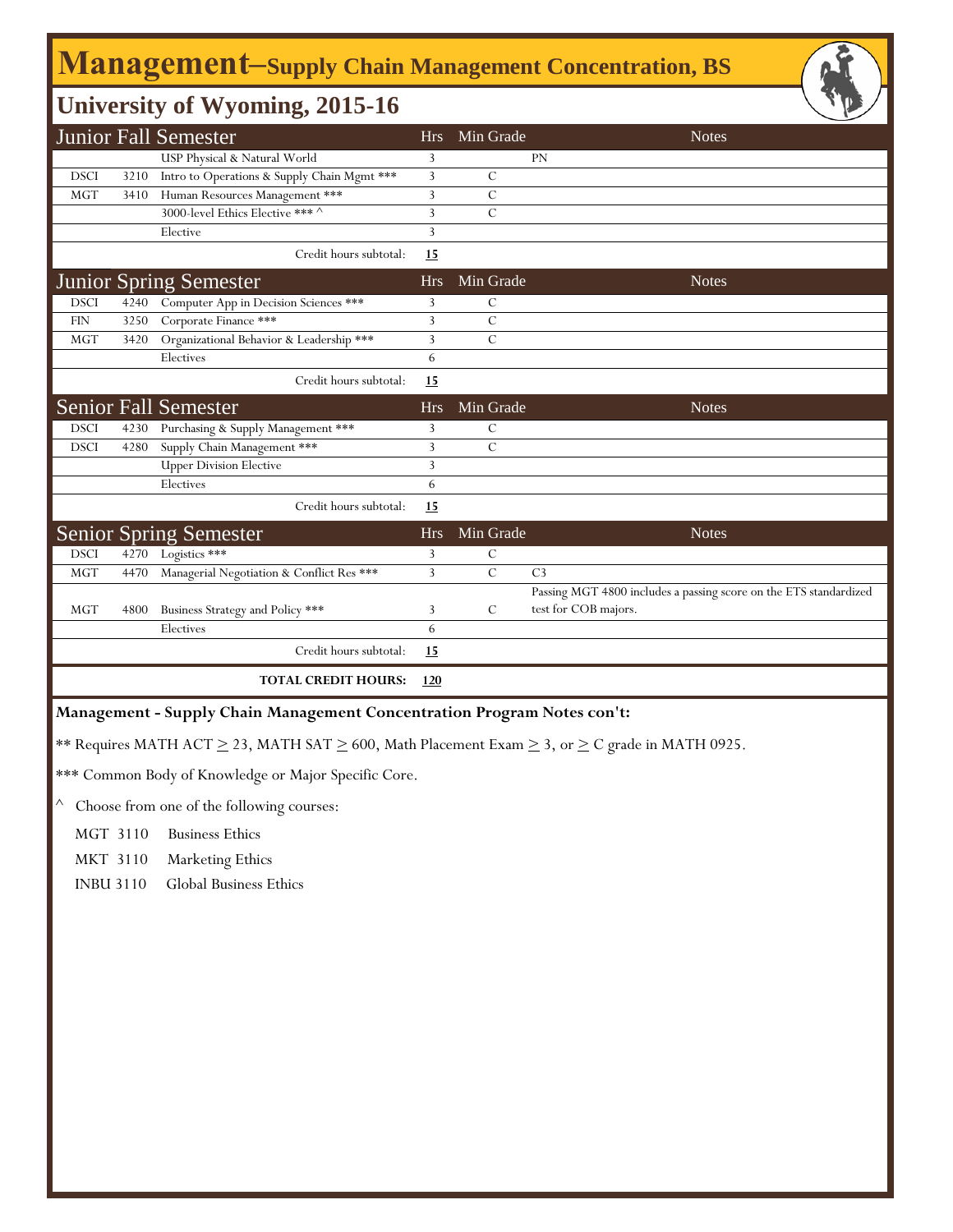# Management–Supply Chain Management Concentration, BS

## University of Wyoming, 2015-16

| Junior Fall Semester | | | Hrs | Min Grade | Notes |
|---|---|---|---|---|---|
| | | USP Physical & Natural World | 3 | | PN |
| DSCI | 3210 | Intro to Operations & Supply Chain Mgmt *** | 3 | C | |
| MGT | 3410 | Human Resources Management *** | 3 | C | |
| | | 3000-level Ethics Elective *** ^ | 3 | C | |
| | | Elective | 3 | | |
| | | Credit hours subtotal: | **15** | | |

| Junior Spring Semester | | | Hrs | Min Grade | Notes |
|---|---|---|---|---|---|
| DSCI | 4240 | Computer App in Decision Sciences *** | 3 | C | |
| FIN | 3250 | Corporate Finance *** | 3 | C | |
| MGT | 3420 | Organizational Behavior & Leadership *** | 3 | C | |
| | | Electives | 6 | | |
| | | Credit hours subtotal: | **15** | | |

| Senior Fall Semester | | | Hrs | Min Grade | Notes |
|---|---|---|---|---|---|
| DSCI | 4230 | Purchasing & Supply Management *** | 3 | C | |
| DSCI | 4280 | Supply Chain Management *** | 3 | C | |
| | | Upper Division Elective | 3 | | |
| | | Electives | 6 | | |
| | | Credit hours subtotal: | **15** | | |

| Senior Spring Semester | | | Hrs | Min Grade | Notes |
|---|---|---|---|---|---|
| DSCI | 4270 | Logistics *** | 3 | C | |
| MGT | 4470 | Managerial Negotiation & Conflict Res *** | 3 | C | C3 |
| MGT | 4800 | Business Strategy and Policy *** | 3 | C | Passing MGT 4800 includes a passing score on the ETS standardized test for COB majors. |
| | | Electives | 6 | | |
| | | Credit hours subtotal: | **15** | | |
| | | **TOTAL CREDIT HOURS:** | **120** | | |

**Management - Supply Chain Management Concentration Program Notes con't:**

** Requires MATH ACT $\geq$ 23, MATH SAT $\geq$ 600, Math Placement Exam $\geq$ 3, or $\geq$ C grade in MATH 0925.

*** Common Body of Knowledge or Major Specific Core.

^ Choose from one of the following courses:

MGT 3110 Business Ethics

MKT 3110 Marketing Ethics

INBU 3110 Global Business Ethics